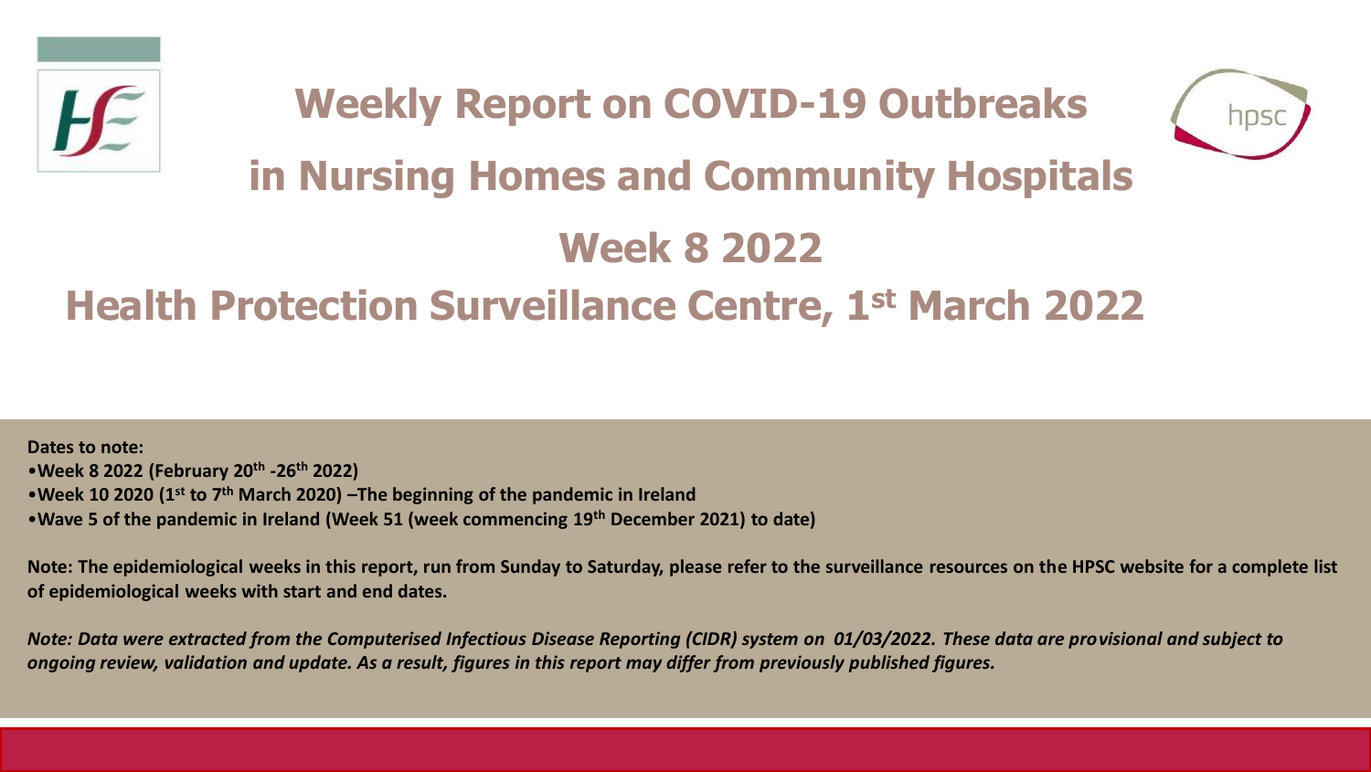# Weekly Report on COVID-19 Outbreaks in Nursing Homes and Community Hospitals

## Week 8 2022

## Health Protection Surveillance Centre, 1st March 2022

**Dates to note:**

- **Week 8 2022 (February 20th -26th 2022)**
- **Week 10 2020 (1st to 7th March 2020) –The beginning of the pandemic in Ireland**
- **Wave 5 of the pandemic in Ireland (Week 51 (week commencing 19th December 2021) to date)**

**Note: The epidemiological weeks in this report, run from Sunday to Saturday, please refer to the surveillance resources on the HPSC website for a complete list of epidemiological weeks with start and end dates.**

***Note: Data were extracted from the Computerised Infectious Disease Reporting (CIDR) system on 01/03/2022. These data are provisional and subject to ongoing review, validation and update. As a result, figures in this report may differ from previously published figures.***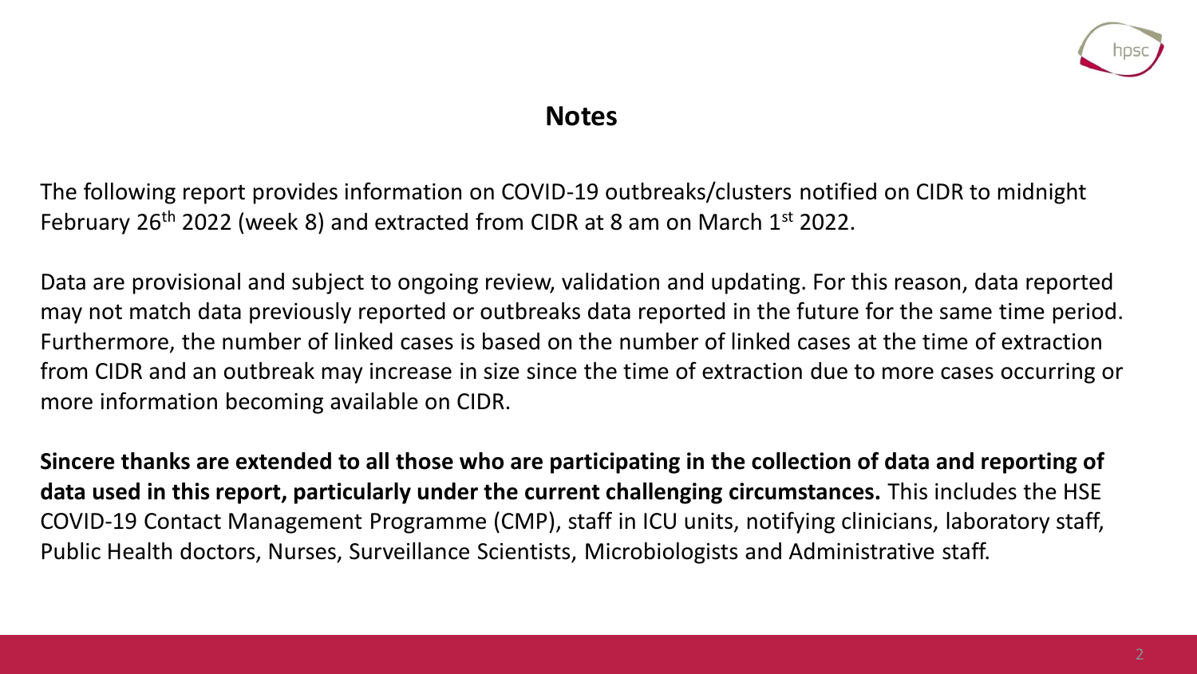## Notes

The following report provides information on COVID-19 outbreaks/clusters notified on CIDR to midnight February 26th 2022 (week 8) and extracted from CIDR at 8 am on March 1st 2022.

Data are provisional and subject to ongoing review, validation and updating. For this reason, data reported may not match data previously reported or outbreaks data reported in the future for the same time period. Furthermore, the number of linked cases is based on the number of linked cases at the time of extraction from CIDR and an outbreak may increase in size since the time of extraction due to more cases occurring or more information becoming available on CIDR.

**Sincere thanks are extended to all those who are participating in the collection of data and reporting of data used in this report, particularly under the current challenging circumstances.** This includes the HSE COVID-19 Contact Management Programme (CMP), staff in ICU units, notifying clinicians, laboratory staff, Public Health doctors, Nurses, Surveillance Scientists, Microbiologists and Administrative staff.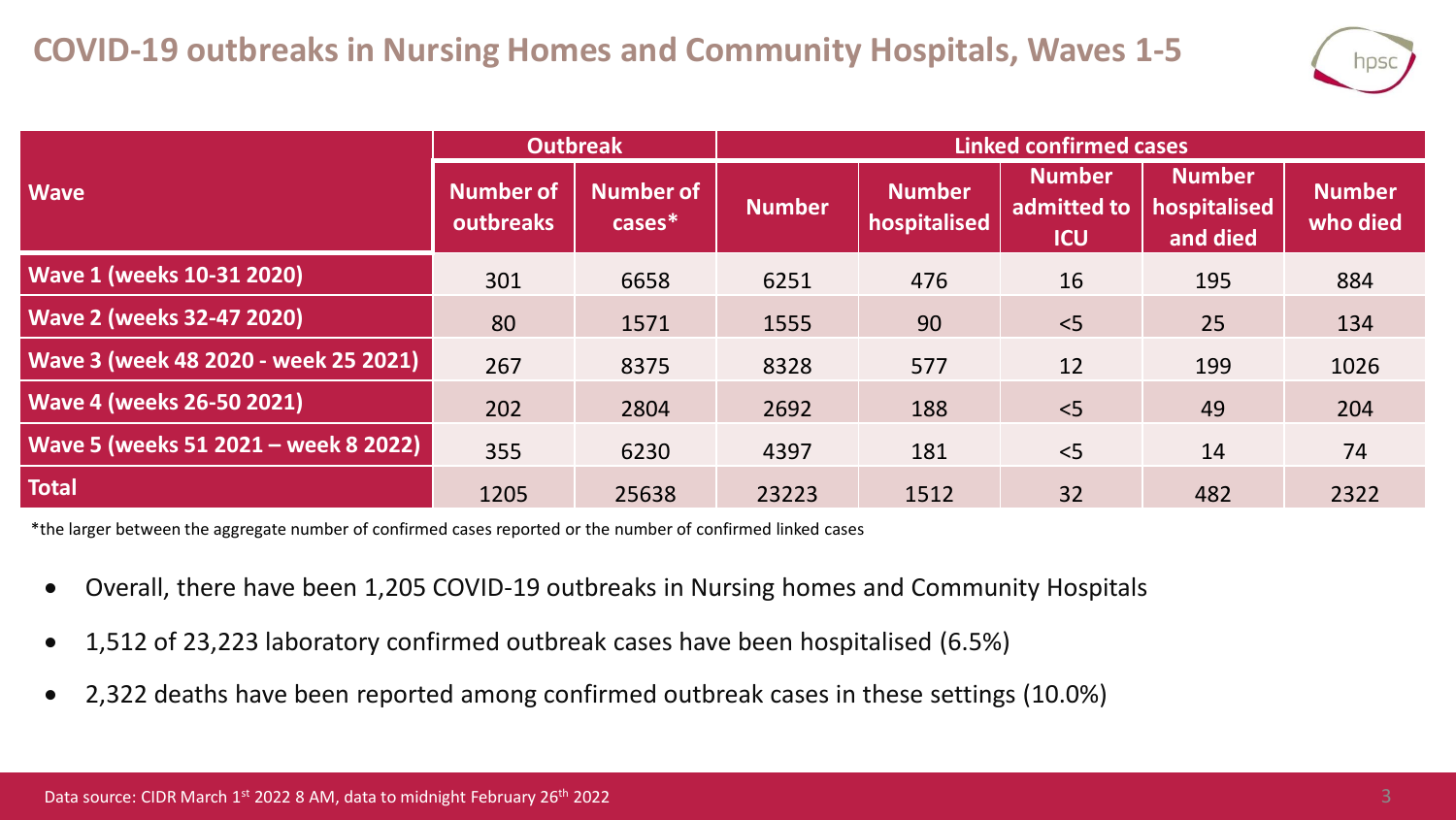# COVID-19 outbreaks in Nursing Homes and Community Hospitals, Waves 1-5

| Wave | Outbreak | | Linked confirmed cases | | | | |
|---|---|---|---|---|---|---|---|
| | Number of outbreaks | Number of cases* | Number | Number hospitalised | Number admitted to ICU | Number hospitalised and died | Number who died |
| Wave 1 (weeks 10-31 2020) | 301 | 6658 | 6251 | 476 | 16 | 195 | 884 |
| Wave 2 (weeks 32-47 2020) | 80 | 1571 | 1555 | 90 | <5 | 25 | 134 |
| Wave 3 (week 48 2020 - week 25 2021) | 267 | 8375 | 8328 | 577 | 12 | 199 | 1026 |
| Wave 4 (weeks 26-50 2021) | 202 | 2804 | 2692 | 188 | <5 | 49 | 204 |
| Wave 5 (weeks 51 2021 – week 8 2022) | 355 | 6230 | 4397 | 181 | <5 | 14 | 74 |
| Total | 1205 | 25638 | 23223 | 1512 | 32 | 482 | 2322 |

*the larger between the aggregate number of confirmed cases reported or the number of confirmed linked cases

- Overall, there have been 1,205 COVID-19 outbreaks in Nursing homes and Community Hospitals
- 1,512 of 23,223 laboratory confirmed outbreak cases have been hospitalised (6.5%)
- 2,322 deaths have been reported among confirmed outbreak cases in these settings (10.0%)

Data source: CIDR March 1st 2022 8 AM, data to midnight February 26th 2022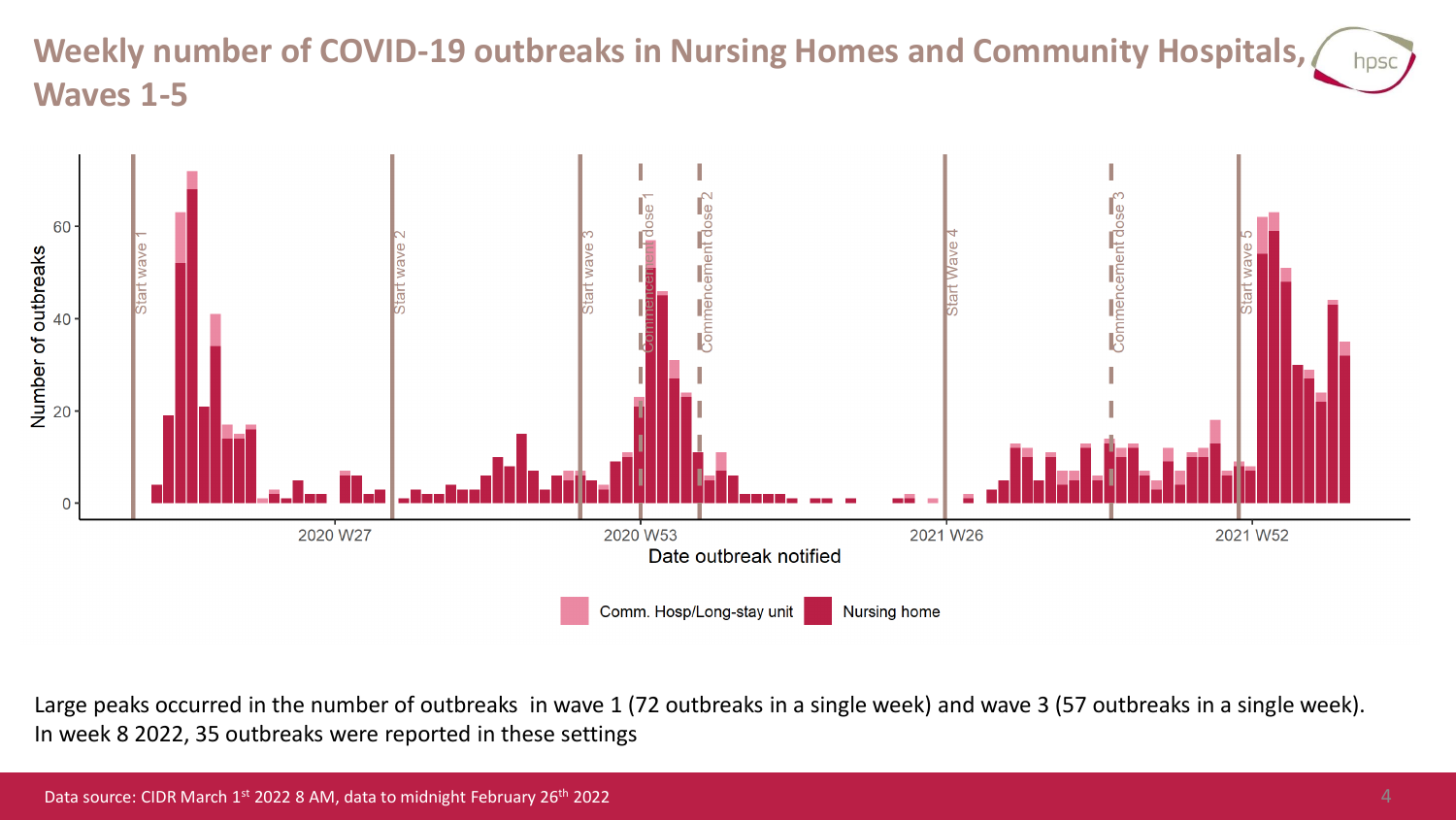# Weekly number of COVID-19 outbreaks in Nursing Homes and Community Hospitals, Waves 1-5

Large peaks occurred in the number of outbreaks in wave 1 (72 outbreaks in a single week) and wave 3 (57 outbreaks in a single week). In week 8 2022, 35 outbreaks were reported in these settings

Data source: CIDR March 1st 2022 8 AM, data to midnight February 26th 2022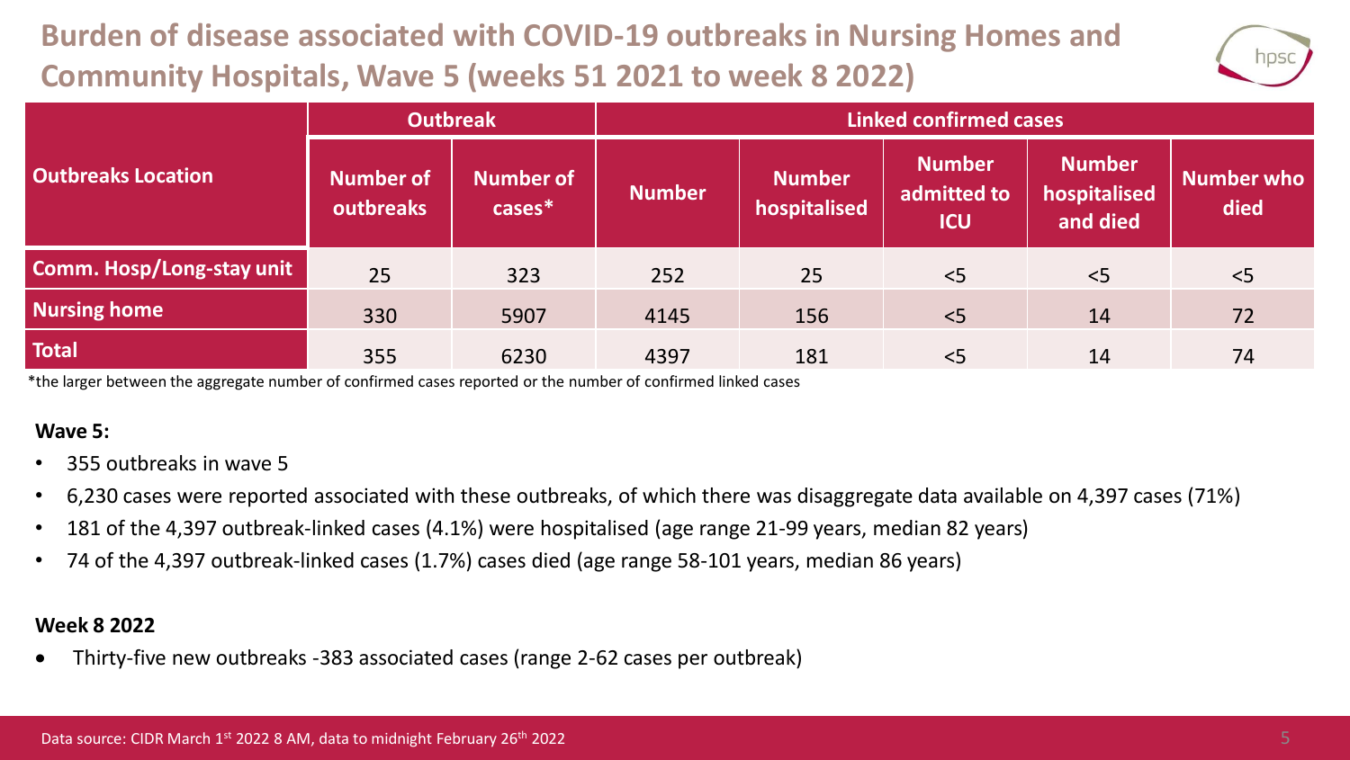# Burden of disease associated with COVID-19 outbreaks in Nursing Homes and Community Hospitals, Wave 5 (weeks 51 2021 to week 8 2022)

| Outbreaks Location | Outbreak | | Linked confirmed cases | | | | |
|---|---|---|---|---|---|---|---|
| | Number of outbreaks | Number of cases* | Number | Number hospitalised | Number admitted to ICU | Number hospitalised and died | Number who died |
| Comm. Hosp/Long-stay unit | 25 | 323 | 252 | 25 | <5 | <5 | <5 |
| Nursing home | 330 | 5907 | 4145 | 156 | <5 | 14 | 72 |
| Total | 355 | 6230 | 4397 | 181 | <5 | 14 | 74 |

*the larger between the aggregate number of confirmed cases reported or the number of confirmed linked cases

**Wave 5:**

- 355 outbreaks in wave 5
- 6,230 cases were reported associated with these outbreaks, of which there was disaggregate data available on 4,397 cases (71%)
- 181 of the 4,397 outbreak-linked cases (4.1%) were hospitalised (age range 21-99 years, median 82 years)
- 74 of the 4,397 outbreak-linked cases (1.7%) cases died (age range 58-101 years, median 86 years)

**Week 8 2022**

- Thirty-five new outbreaks -383 associated cases (range 2-62 cases per outbreak)

Data source: CIDR March 1st 2022 8 AM, data to midnight February 26th 2022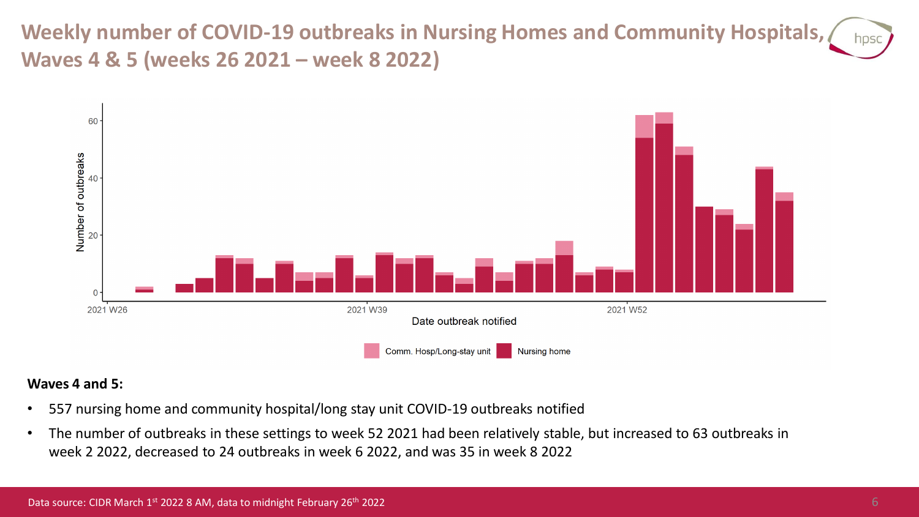# Weekly number of COVID-19 outbreaks in Nursing Homes and Community Hospitals, Waves 4 & 5 (weeks 26 2021 – week 8 2022)

**Waves 4 and 5:**

- 557 nursing home and community hospital/long stay unit COVID-19 outbreaks notified
- The number of outbreaks in these settings to week 52 2021 had been relatively stable, but increased to 63 outbreaks in week 2 2022, decreased to 24 outbreaks in week 6 2022, and was 35 in week 8 2022

Data source: CIDR March 1st 2022 8 AM, data to midnight February 26th 2022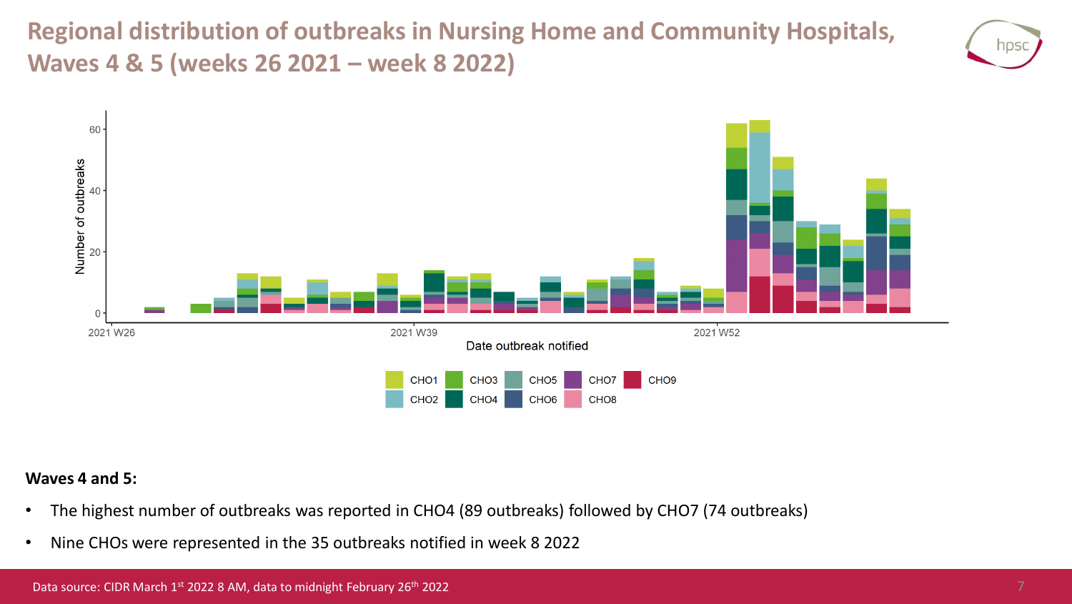# Regional distribution of outbreaks in Nursing Home and Community Hospitals, Waves 4 & 5 (weeks 26 2021 – week 8 2022)

**Waves 4 and 5:**

- The highest number of outbreaks was reported in CHO4 (89 outbreaks) followed by CHO7 (74 outbreaks)
- Nine CHOs were represented in the 35 outbreaks notified in week 8 2022

Data source: CIDR March 1st 2022 8 AM, data to midnight February 26th 2022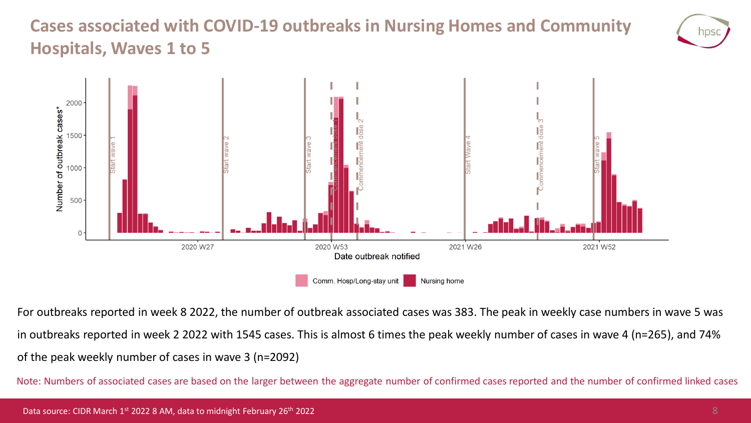# Cases associated with COVID-19 outbreaks in Nursing Homes and Community Hospitals, Waves 1 to 5

For outbreaks reported in week 8 2022, the number of outbreak associated cases was 383. The peak in weekly case numbers in wave 5 was in outbreaks reported in week 2 2022 with 1545 cases. This is almost 6 times the peak weekly number of cases in wave 4 (n=265), and 74% of the peak weekly number of cases in wave 3 (n=2092)

Note: Numbers of associated cases are based on the larger between the aggregate number of confirmed cases reported and the number of confirmed linked cases

Data source: CIDR March 1st 2022 8 AM, data to midnight February 26th 2022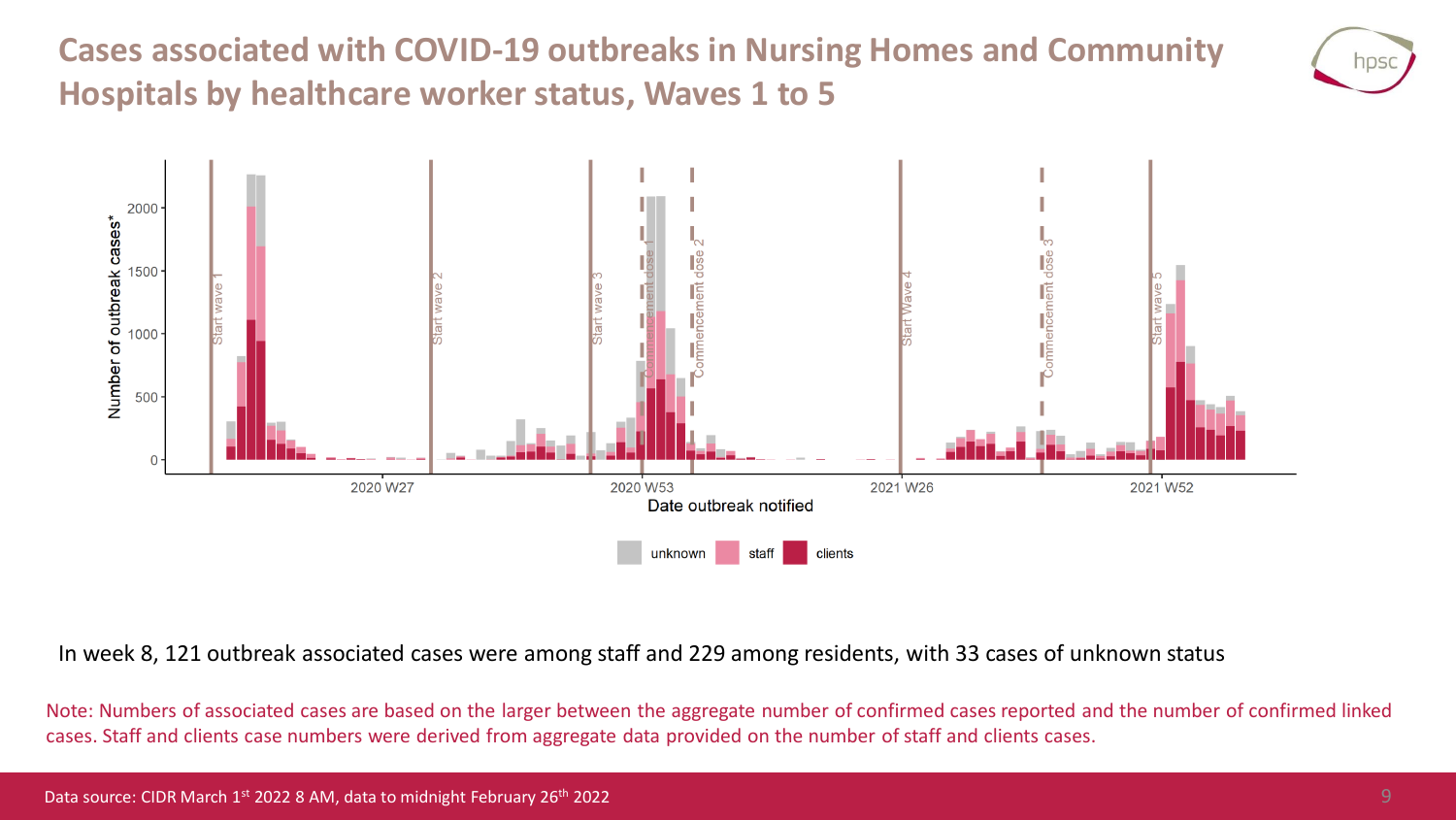# Cases associated with COVID-19 outbreaks in Nursing Homes and Community Hospitals by healthcare worker status, Waves 1 to 5

In week 8, 121 outbreak associated cases were among staff and 229 among residents, with 33 cases of unknown status

Note: Numbers of associated cases are based on the larger between the aggregate number of confirmed cases reported and the number of confirmed linked cases. Staff and clients case numbers were derived from aggregate data provided on the number of staff and clients cases.

Data source: CIDR March 1st 2022 8 AM, data to midnight February 26th 2022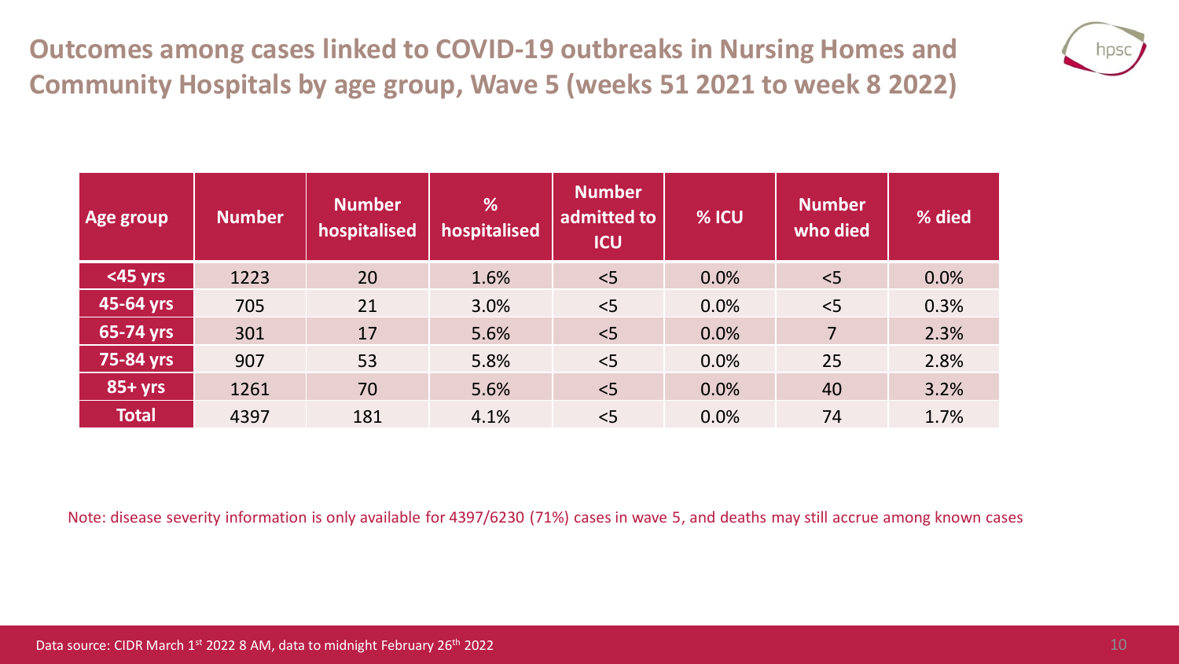## Outcomes among cases linked to COVID-19 outbreaks in Nursing Homes and Community Hospitals by age group, Wave 5 (weeks 51 2021 to week 8 2022)

| Age group | Number | Number hospitalised | % hospitalised | Number admitted to ICU | % ICU | Number who died | % died |
|---|---|---|---|---|---|---|---|
| <45 yrs | 1223 | 20 | 1.6% | <5 | 0.0% | <5 | 0.0% |
| 45-64 yrs | 705 | 21 | 3.0% | <5 | 0.0% | <5 | 0.3% |
| 65-74 yrs | 301 | 17 | 5.6% | <5 | 0.0% | 7 | 2.3% |
| 75-84 yrs | 907 | 53 | 5.8% | <5 | 0.0% | 25 | 2.8% |
| 85+ yrs | 1261 | 70 | 5.6% | <5 | 0.0% | 40 | 3.2% |
| Total | 4397 | 181 | 4.1% | <5 | 0.0% | 74 | 1.7% |

Note: disease severity information is only available for 4397/6230 (71%) cases in wave 5, and deaths may still accrue among known cases

Data source: CIDR March 1st 2022 8 AM, data to midnight February 26th 2022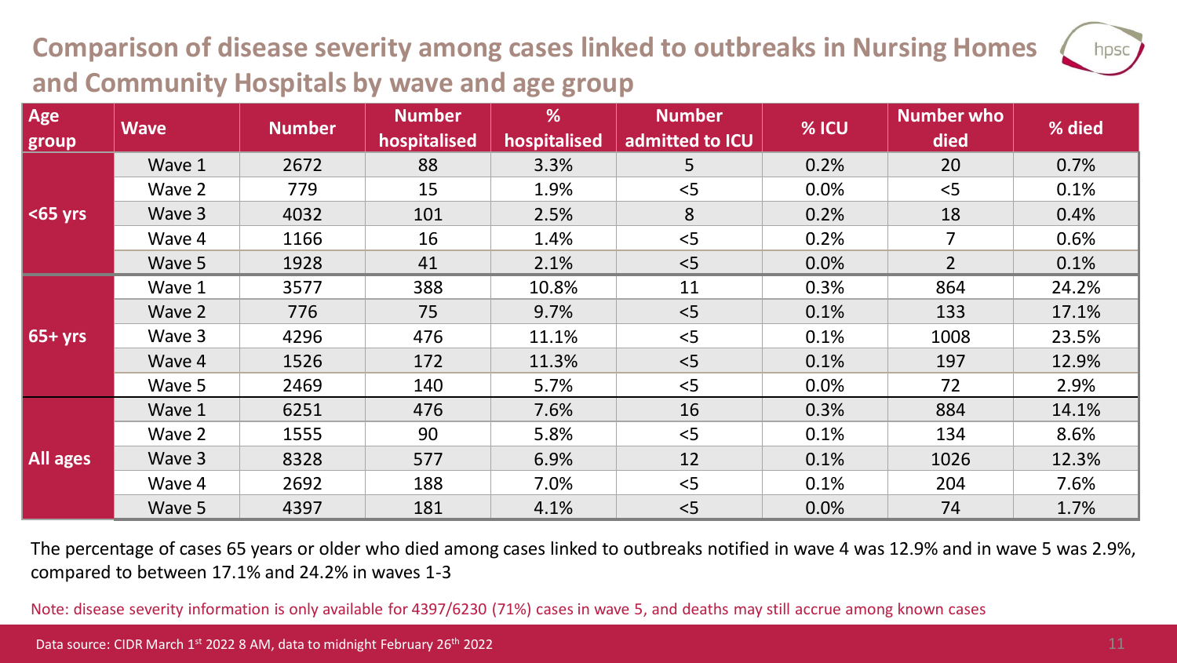## Comparison of disease severity among cases linked to outbreaks in Nursing Homes and Community Hospitals by wave and age group

| Age group | Wave | Number | Number hospitalised | % hospitalised | Number admitted to ICU | % ICU | Number who died | % died |
|---|---|---|---|---|---|---|---|---|
| <65 yrs | Wave 1 | 2672 | 88 | 3.3% | 5 | 0.2% | 20 | 0.7% |
| | Wave 2 | 779 | 15 | 1.9% | <5 | 0.0% | <5 | 0.1% |
| | Wave 3 | 4032 | 101 | 2.5% | 8 | 0.2% | 18 | 0.4% |
| | Wave 4 | 1166 | 16 | 1.4% | <5 | 0.2% | 7 | 0.6% |
| | Wave 5 | 1928 | 41 | 2.1% | <5 | 0.0% | 2 | 0.1% |
| 65+ yrs | Wave 1 | 3577 | 388 | 10.8% | 11 | 0.3% | 864 | 24.2% |
| | Wave 2 | 776 | 75 | 9.7% | <5 | 0.1% | 133 | 17.1% |
| | Wave 3 | 4296 | 476 | 11.1% | <5 | 0.1% | 1008 | 23.5% |
| | Wave 4 | 1526 | 172 | 11.3% | <5 | 0.1% | 197 | 12.9% |
| | Wave 5 | 2469 | 140 | 5.7% | <5 | 0.0% | 72 | 2.9% |
| All ages | Wave 1 | 6251 | 476 | 7.6% | 16 | 0.3% | 884 | 14.1% |
| | Wave 2 | 1555 | 90 | 5.8% | <5 | 0.1% | 134 | 8.6% |
| | Wave 3 | 8328 | 577 | 6.9% | 12 | 0.1% | 1026 | 12.3% |
| | Wave 4 | 2692 | 188 | 7.0% | <5 | 0.1% | 204 | 7.6% |
| | Wave 5 | 4397 | 181 | 4.1% | <5 | 0.0% | 74 | 1.7% |

The percentage of cases 65 years or older who died among cases linked to outbreaks notified in wave 4 was 12.9% and in wave 5 was 2.9%, compared to between 17.1% and 24.2% in waves 1-3

Note: disease severity information is only available for 4397/6230 (71%) cases in wave 5, and deaths may still accrue among known cases

Data source: CIDR March 1st 2022 8 AM, data to midnight February 26th 2022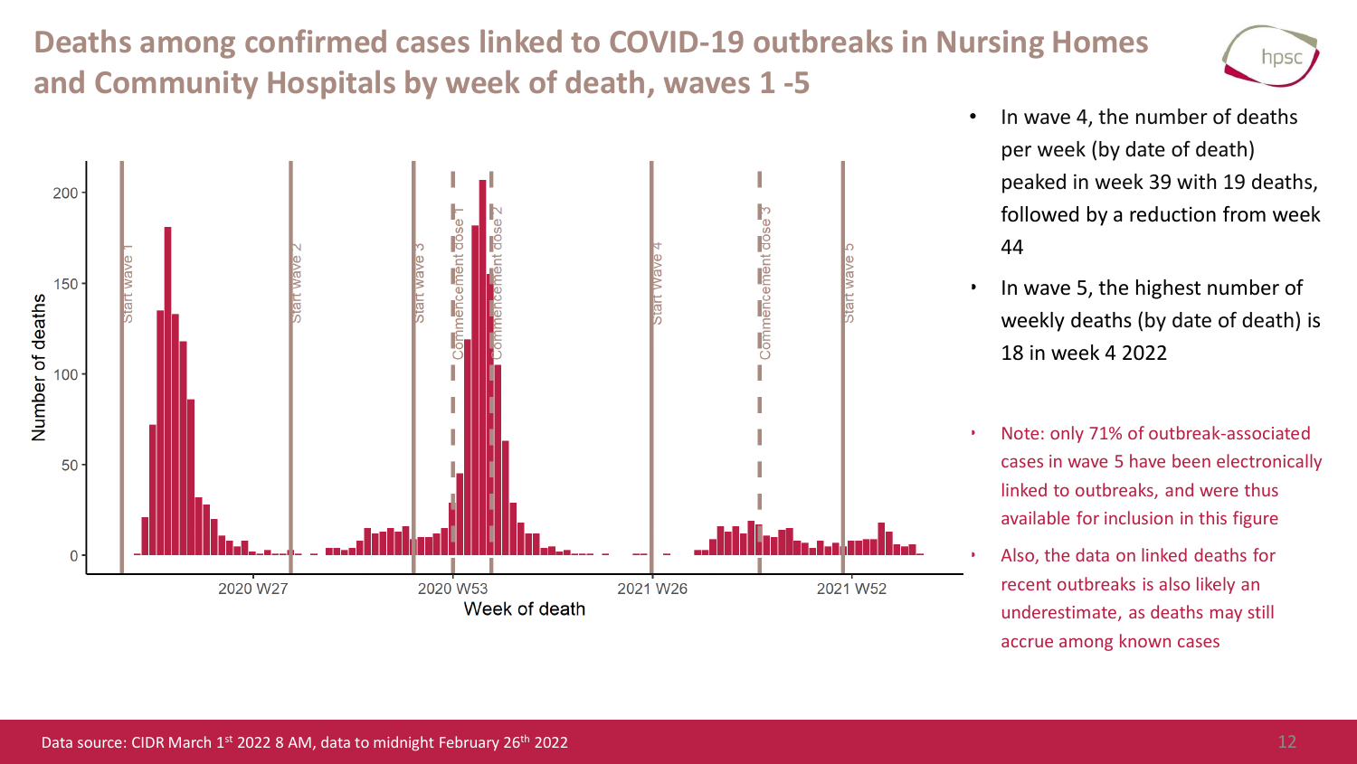# Deaths among confirmed cases linked to COVID-19 outbreaks in Nursing Homes and Community Hospitals by week of death, waves 1 -5

- In wave 4, the number of deaths per week (by date of death) peaked in week 39 with 19 deaths, followed by a reduction from week 44
- In wave 5, the highest number of weekly deaths (by date of death) is 18 in week 4 2022

- Note: only 71% of outbreak-associated cases in wave 5 have been electronically linked to outbreaks, and were thus available for inclusion in this figure
- Also, the data on linked deaths for recent outbreaks is also likely an underestimate, as deaths may still accrue among known cases

Data source: CIDR March 1st 2022 8 AM, data to midnight February 26th 2022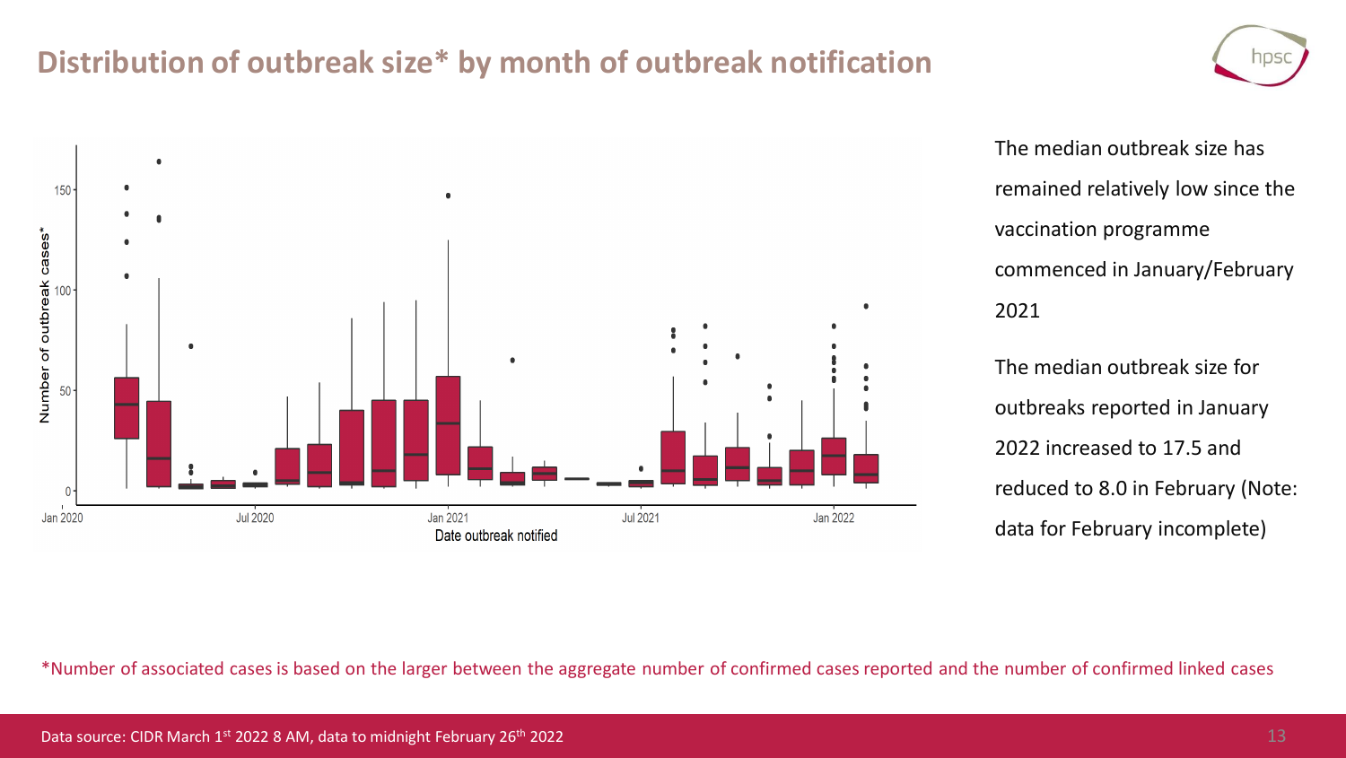# Distribution of outbreak size* by month of outbreak notification

Number of outbreak cases*

150

100

50

0

Jan 2020

Jul 2020

Jan 2021

Jul 2021

Jan 2022

Date outbreak notified

The median outbreak size has remained relatively low since the vaccination programme commenced in January/February 2021

The median outbreak size for outbreaks reported in January 2022 increased to 17.5 and reduced to 8.0 in February (Note: data for February incomplete)

*Number of associated cases is based on the larger between the aggregate number of confirmed cases reported and the number of confirmed linked cases

Data source: CIDR March 1st 2022 8 AM, data to midnight February 26th 2022